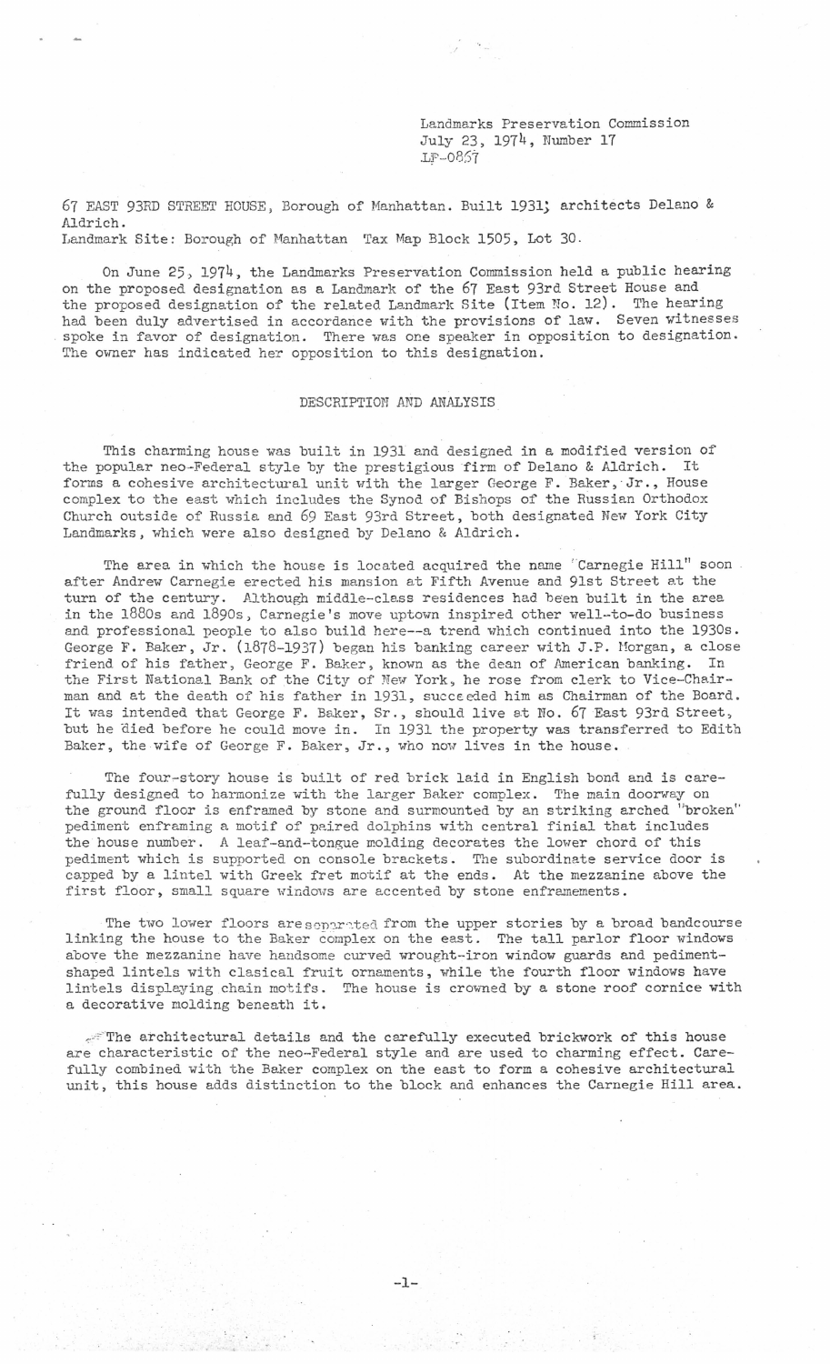Landmarks Preservation Commission
July 23, 1974, Number 17
LP-0867

67 EAST 93RD STREET HOUSE, Borough of Manhattan. Built 1931; architects Delano & Aldrich.
Landmark Site: Borough of Manhattan Tax Map Block 1505, Lot 30.

On June 25, 1974, the Landmarks Preservation Commission held a public hearing on the proposed designation as a Landmark of the 67 East 93rd Street House and the proposed designation of the related Landmark Site (Item No. 12). The hearing had been duly advertised in accordance with the provisions of law. Seven witnesses spoke in favor of designation. There was one speaker in opposition to designation. The owner has indicated her opposition to this designation.

## DESCRIPTION AND ANALYSIS

This charming house was built in 1931 and designed in a modified version of the popular neo-Federal style by the prestigious firm of Delano & Aldrich. It forms a cohesive architectural unit with the larger George F. Baker, Jr., House complex to the east which includes the Synod of Bishops of the Russian Orthodox Church outside of Russia and 69 East 93rd Street, both designated New York City Landmarks, which were also designed by Delano & Aldrich.

The area in which the house is located acquired the name "Carnegie Hill" soon after Andrew Carnegie erected his mansion at Fifth Avenue and 91st Street at the turn of the century. Although middle-class residences had been built in the area in the 1880s and 1890s, Carnegie's move uptown inspired other well-to-do business and professional people to also build here--a trend which continued into the 1930s. George F. Baker, Jr. (1878-1937) began his banking career with J.P. Morgan, a close friend of his father, George F. Baker, known as the dean of American banking. In the First National Bank of the City of New York, he rose from clerk to Vice-Chairman and at the death of his father in 1931, succeeded him as Chairman of the Board. It was intended that George F. Baker, Sr., should live at No. 67 East 93rd Street, but he died before he could move in. In 1931 the property was transferred to Edith Baker, the wife of George F. Baker, Jr., who now lives in the house.

The four-story house is built of red brick laid in English bond and is carefully designed to harmonize with the larger Baker complex. The main doorway on the ground floor is enframed by stone and surmounted by an striking arched "broken" pediment enframing a motif of paired dolphins with central finial that includes the house number. A leaf-and-tongue molding decorates the lower chord of this pediment which is supported on console brackets. The subordinate service door is capped by a lintel with Greek fret motif at the ends. At the mezzanine above the first floor, small square windows are accented by stone enframements.

The two lower floors are separated from the upper stories by a broad bandcourse linking the house to the Baker complex on the east. The tall parlor floor windows above the mezzanine have handsome curved wrought-iron window guards and pediment-shaped lintels with clasical fruit ornaments, while the fourth floor windows have lintels displaying chain motifs. The house is crowned by a stone roof cornice with a decorative molding beneath it.

The architectural details and the carefully executed brickwork of this house are characteristic of the neo-Federal style and are used to charming effect. Carefully combined with the Baker complex on the east to form a cohesive architectural unit, this house adds distinction to the block and enhances the Carnegie Hill area.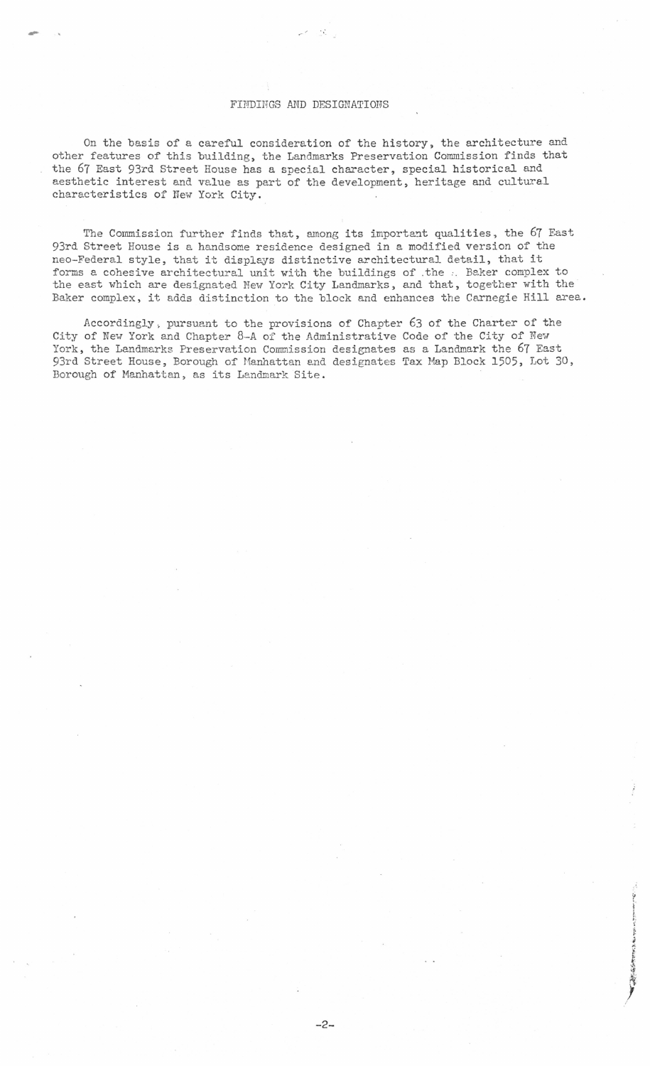## FINDINGS AND DESIGNATIONS

On the basis of a careful consideration of the history, the architecture and other features of this building, the Landmarks Preservation Commission finds that the 67 East 93rd Street House has a special character, special historical and aesthetic interest and value as part of the development, heritage and cultural characteristics of New York City.

The Commission further finds that, among its important qualities, the 67 East 93rd Street House is a handsome residence designed in a modified version of the neo-Federal style, that it displays distinctive architectural detail, that it forms a cohesive architectural unit with the buildings of the Baker complex to the east which are designated New York City Landmarks, and that, together with the Baker complex, it adds distinction to the block and enhances the Carnegie Hill area.

Accordingly, pursuant to the provisions of Chapter 63 of the Charter of the City of New York and Chapter 8-A of the Administrative Code of the City of New York, the Landmarks Preservation Commission designates as a Landmark the 67 East 93rd Street House, Borough of Manhattan and designates Tax Map Block 1505, Lot 30, Borough of Manhattan, as its Landmark Site.